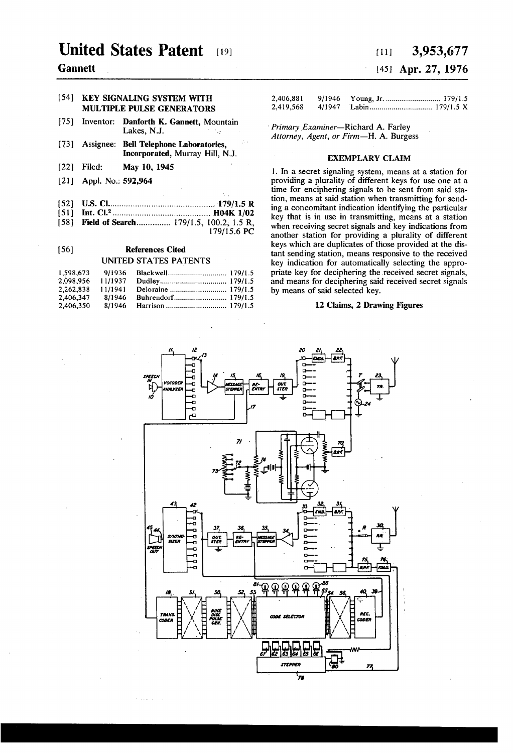# United States Patent [19]

**Gannett**

[11] **3,953,677**

[45] **Apr. 27, 1976**

[54] **KEY SIGNALING SYSTEM WITH MULTIPLE PULSE GENERATORS**

[75] Inventor: **Danforth K. Gannett**, Mountain Lakes, N.J.

[73] Assignee: **Bell Telephone Laboratories, Incorporated**, Murray Hill, N.J.

[22] Filed: **May 10, 1945**

[21] Appl. No.: **592,964**

[52] **U.S. Cl.** .............................................. **179/1.5 R**

[51] **Int. Cl.²** ........................................... **H04K 1/02**

[58] **Field of Search** ............... 179/1.5, 100.2, 1.5 R, 179/15.6 PC

[56] **References Cited**

UNITED STATES PATENTS

| | | | |
|---|---|---|---|
| 1,598,673 | 9/1936 | Blackwell | 179/1.5 |
| 2,098,956 | 11/1937 | Dudley | 179/1.5 |
| 2,262,838 | 11/1941 | Deloraine | 179/1.5 |
| 2,406,347 | 8/1946 | Buhrendorf | 179/1.5 |
| 2,406,350 | 8/1946 | Harrison | 179/1.5 |
| 2,406,881 | 9/1946 | Young, Jr. | 179/1.5 |
| 2,419,568 | 4/1947 | Labin | 179/1.5 X |

*Primary Examiner*—Richard A. Farley
*Attorney, Agent, or Firm*—H. A. Burgess

## EXEMPLARY CLAIM

1. In a secret signaling system, means at a station for providing a plurality of different keys for use one at a time for enciphering signals to be sent from said station, means at said station when transmitting for sending a concomitant indication identifying the particular key that is in use in transmitting, means at a station when receiving secret signals and key indications from another station for providing a plurality of different keys which are duplicates of those provided at the distant sending station, means responsive to the received key indication for automatically selecting the appropriate key for deciphering the received secret signals, and means for deciphering said received secret signals by means of said selected key.

**12 Claims, 2 Drawing Figures**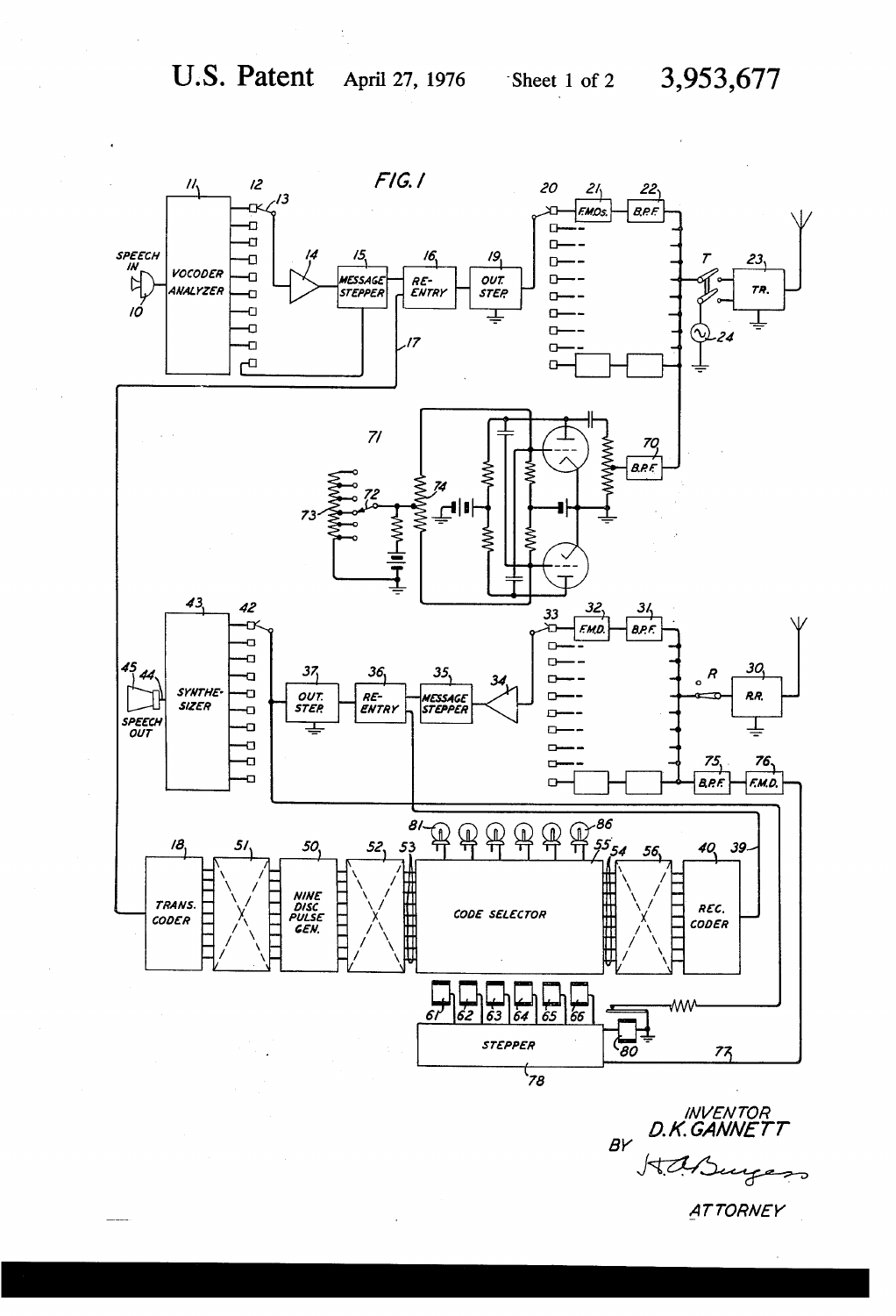# U.S. Patent April 27, 1976 Sheet 1 of 2 3,953,677

FIG. 1

INVENTOR
D. K. GANNETT
BY
H. A. Burgess
ATTORNEY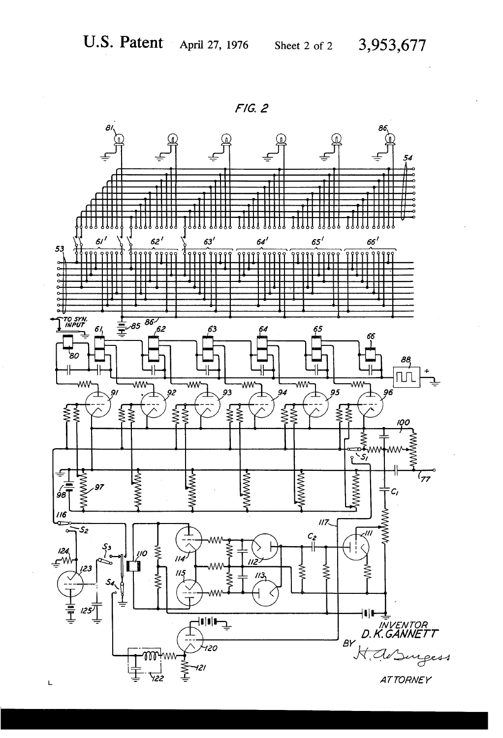FIG. 2

INVENTOR
D. K. GANNETT

BY

ATTORNEY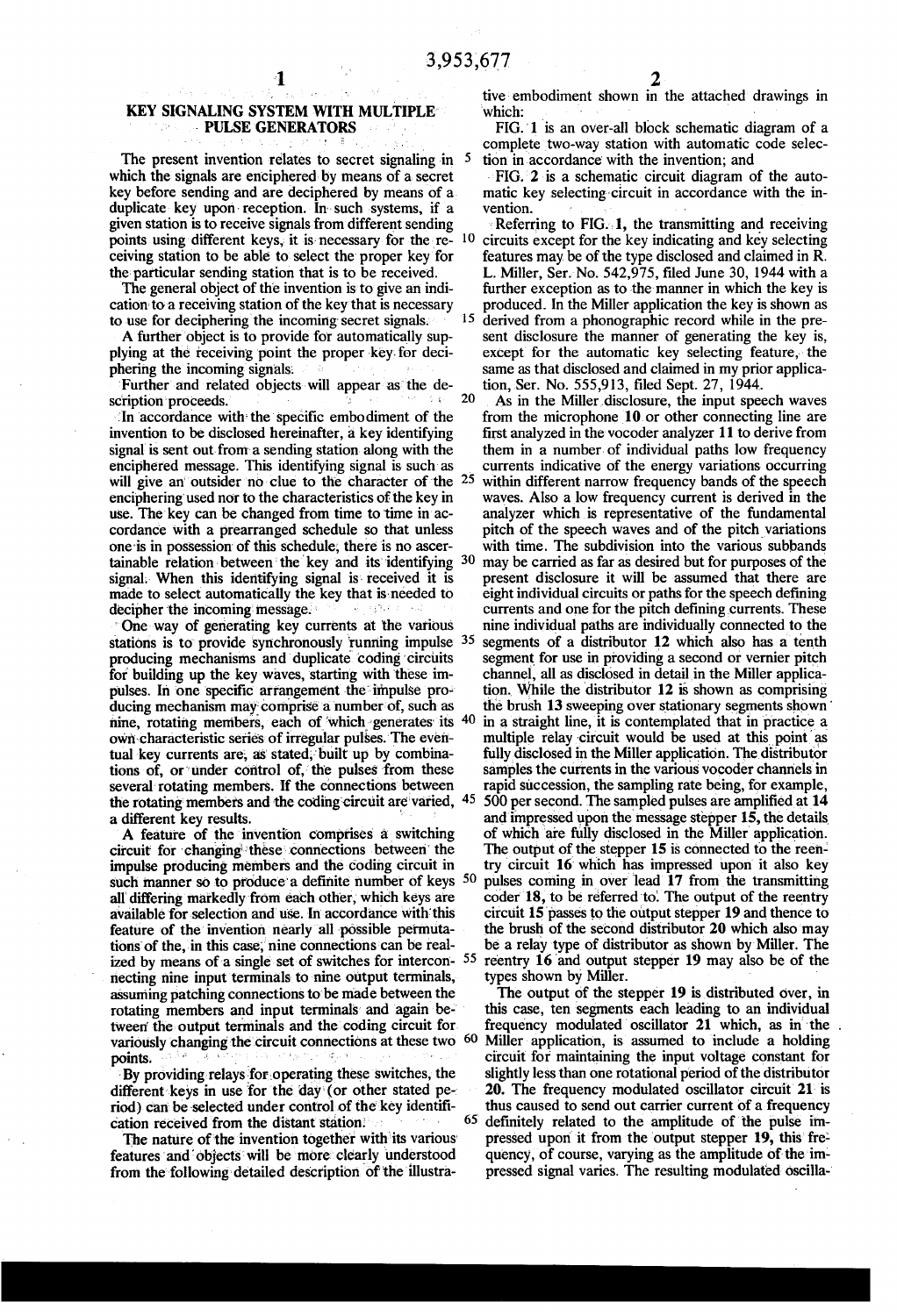# KEY SIGNALING SYSTEM WITH MULTIPLE PULSE GENERATORS

The present invention relates to secret signaling in which the signals are enciphered by means of a secret key before sending and are deciphered by means of a duplicate key upon reception. In such systems, if a given station is to receive signals from different sending points using different keys, it is necessary for the receiving station to be able to select the proper key for the particular sending station that is to be received.

The general object of the invention is to give an indication to a receiving station of the key that is necessary to use for deciphering the incoming secret signals.

A further object is to provide for automatically supplying at the receiving point the proper key for deciphering the incoming signals.

Further and related objects will appear as the description proceeds.

In accordance with the specific embodiment of the invention to be disclosed hereinafter, a key identifying signal is sent out from a sending station along with the enciphered message. This identifying signal is such as will give an outsider no clue to the character of the enciphering used nor to the characteristics of the key in use. The key can be changed from time to time in accordance with a prearranged schedule so that unless one is in possession of this schedule, there is no ascertainable relation between the key and its identifying signal. When this identifying signal is received it is made to select automatically the key that is needed to decipher the incoming message.

One way of generating key currents at the various stations is to provide synchronously running impulse producing mechanisms and duplicate coding circuits for building up the key waves, starting with these impulses. In one specific arrangement the impulse producing mechanism may comprise a number of, such as nine, rotating members, each of which generates its own characteristic series of irregular pulses. The eventual key currents are, as stated, built up by combinations of, or under control of, the pulses from these several rotating members. If the connections between the rotating members and the coding circuit are varied, a different key results.

A feature of the invention comprises a switching circuit for changing these connections between the impulse producing members and the coding circuit in such manner so to produce a definite number of keys all differing markedly from each other, which keys are available for selection and use. In accordance with this feature of the invention nearly all possible permutations of the, in this case, nine connections can be realized by means of a single set of switches for interconnecting nine input terminals to nine output terminals, assuming patching connections to be made between the rotating members and input terminals and again between the output terminals and the coding circuit for variously changing the circuit connections at these two points.

By providing relays for operating these switches, the different keys in use for the day (or other stated period) can be selected under control of the key identification received from the distant station.

The nature of the invention together with its various features and objects will be more clearly understood from the following detailed description of the illustrative embodiment shown in the attached drawings in which:

FIG. 1 is an over-all block schematic diagram of a complete two-way station with automatic code selection in accordance with the invention; and

FIG. 2 is a schematic circuit diagram of the automatic key selecting circuit in accordance with the invention.

Referring to FIG. 1, the transmitting and receiving circuits except for the key indicating and key selecting features may be of the type disclosed and claimed in R. L. Miller, Ser. No. 542,975, filed June 30, 1944 with a further exception as to the manner in which the key is produced. In the Miller application the key is shown as derived from a phonographic record while in the present disclosure the manner of generating the key is, except for the automatic key selecting feature, the same as that disclosed and claimed in my prior application, Ser. No. 555,913, filed Sept. 27, 1944.

As in the Miller disclosure, the input speech waves from the microphone **10** or other connecting line are first analyzed in the vocoder analyzer **11** to derive from them in a number of individual paths low frequency currents indicative of the energy variations occurring within different narrow frequency bands of the speech waves. Also a low frequency current is derived in the analyzer which is representative of the fundamental pitch of the speech waves and of the pitch variations with time. The subdivision into the various subbands may be carried as far as desired but for purposes of the present disclosure it will be assumed that there are eight individual circuits or paths for the speech defining currents and one for the pitch defining currents. These nine individual paths are individually connected to the segments of a distributor **12** which also has a tenth segment for use in providing a second or vernier pitch channel, all as disclosed in detail in the Miller application. While the distributor **12** is shown as comprising the brush **13** sweeping over stationary segments shown in a straight line, it is contemplated that in practice a multiple relay circuit would be used at this point as fully disclosed in the Miller application. The distributor samples the currents in the various vocoder channels in rapid succession, the sampling rate being, for example, 500 per second. The sampled pulses are amplified at **14** and impressed upon the message stepper **15**, the details of which are fully disclosed in the Miller application. The output of the stepper **15** is connected to the reentry circuit **16** which has impressed upon it also key pulses coming in over lead **17** from the transmitting coder **18**, to be referred to. The output of the reentry circuit **15** passes to the output stepper **19** and thence to the brush of the second distributor **20** which also may be a relay type of distributor as shown by Miller. The reentry **16** and output stepper **19** may also be of the types shown by Miller.

The output of the stepper **19** is distributed over, in this case, ten segments each leading to an individual frequency modulated oscillator **21** which, as in the Miller application, is assumed to include a holding circuit for maintaining the input voltage constant for slightly less than one rotational period of the distributor **20**. The frequency modulated oscillator circuit **21** is thus caused to send out carrier current of a frequency definitely related to the amplitude of the pulse impressed upon it from the output stepper **19**, this frequency, of course, varying as the amplitude of the impressed signal varies. The resulting modulated oscilla-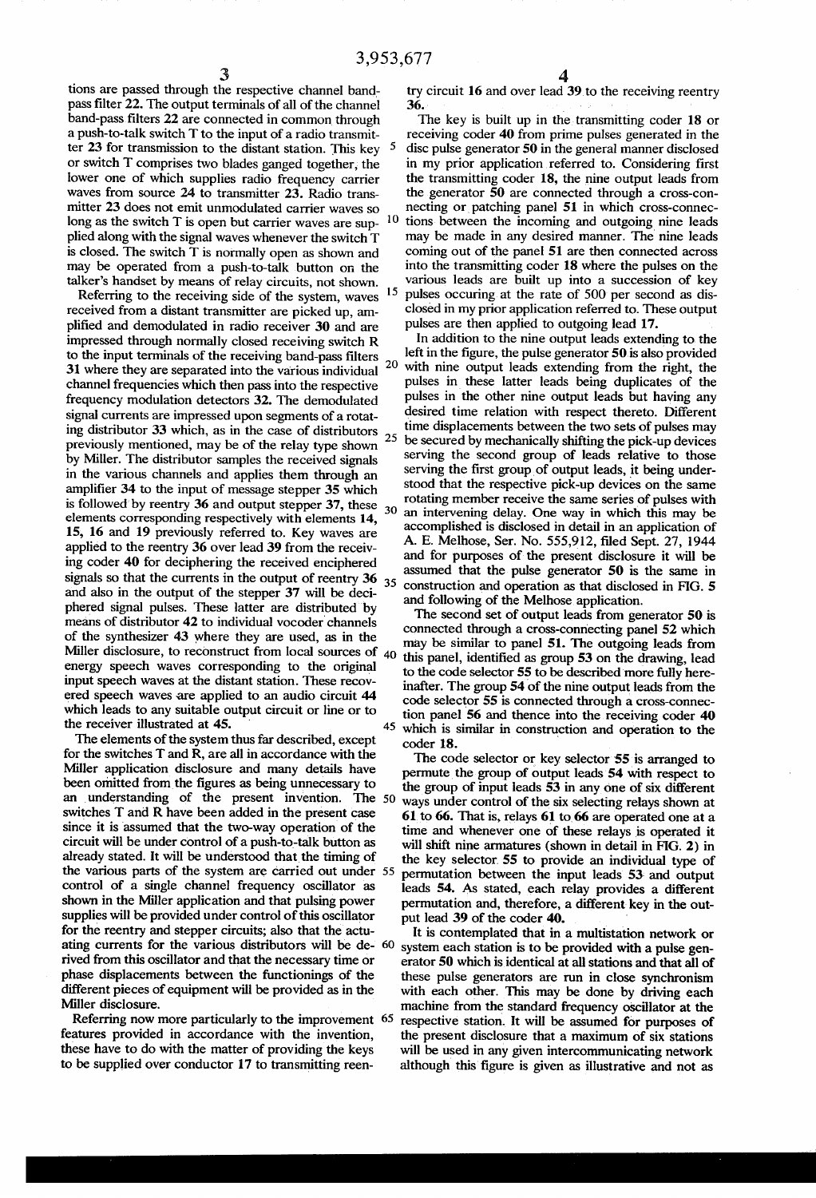tions are passed through the respective channel band-pass filter **22**. The output terminals of all of the channel band-pass filters **22** are connected in common through a push-to-talk switch T to the input of a radio transmitter **23** for transmission to the distant station. This key or switch T comprises two blades ganged together, the lower one of which supplies radio frequency carrier waves from source **24** to transmitter **23**. Radio transmitter **23** does not emit unmodulated carrier waves so long as the switch T is open but carrier waves are supplied along with the signal waves whenever the switch T is closed. The switch T is normally open as shown and may be operated from a push-to-talk button on the talker's handset by means of relay circuits, not shown.

Referring to the receiving side of the system, waves received from a distant transmitter are picked up, amplified and demodulated in radio receiver **30** and are impressed through normally closed receiving switch R to the input terminals of the receiving band-pass filters **31** where they are separated into the various individual channel frequencies which then pass into the respective frequency modulation detectors **32**. The demodulated signal currents are impressed upon segments of a rotating distributor **33** which, as in the case of distributors previously mentioned, may be of the relay type shown by Miller. The distributor samples the received signals in the various channels and applies them through an amplifier **34** to the input of message stepper **35** which is followed by reentry **36** and output stepper **37**, these elements corresponding respectively with elements **14**, **15**, **16** and **19** previously referred to. Key waves are applied to the reentry **36** over lead **39** from the receiving coder **40** for deciphering the received enciphered signals so that the currents in the output of reentry **36** and also in the output of the stepper **37** will be deciphered signal pulses. These latter are distributed by means of distributor **42** to individual vocoder channels of the synthesizer **43** where they are used, as in the Miller disclosure, to reconstruct from local sources of energy speech waves corresponding to the original input speech waves at the distant station. These recovered speech waves are applied to an audio circuit **44** which leads to any suitable output circuit or line or to the receiver illustrated at **45**.

The elements of the system thus far described, except for the switches T and R, are all in accordance with the Miller application disclosure and many details have been omitted from the figures as being unnecessary to an understanding of the present invention. The switches T and R have been added in the present case since it is assumed that the two-way operation of the circuit will be under control of a push-to-talk button as already stated. It will be understood that the timing of the various parts of the system are carried out under control of a single channel frequency oscillator as shown in the Miller application and that pulsing power supplies will be provided under control of this oscillator for the reentry and stepper circuits; also that the actuating currents for the various distributors will be derived from this oscillator and that the necessary time or phase displacements between the functionings of the different pieces of equipment will be provided as in the Miller disclosure.

Referring now more particularly to the improvement features provided in accordance with the invention, these have to do with the matter of providing the keys to be supplied over conductor **17** to transmitting reentry circuit **16** and over lead **39** to the receiving reentry **36**.

The key is built up in the transmitting coder **18** or receiving coder **40** from prime pulses generated in the disc pulse generator **50** in the general manner disclosed in my prior application referred to. Considering first the transmitting coder **18**, the nine output leads from the generator **50** are connected through a cross-connecting or patching panel **51** in which cross-connections between the incoming and outgoing nine leads may be made in any desired manner. The nine leads coming out of the panel **51** are then connected across into the transmitting coder **18** where the pulses on the various leads are built up into a succession of key pulses occuring at the rate of 500 per second as disclosed in my prior application referred to. These output pulses are then applied to outgoing lead **17**.

In addition to the nine output leads extending to the left in the figure, the pulse generator **50** is also provided with nine output leads extending from the right, the pulses in these latter leads being duplicates of the pulses in the other nine output leads but having any desired time relation with respect thereto. Different time displacements between the two sets of pulses may be secured by mechanically shifting the pick-up devices serving the second group of leads relative to those serving the first group of output leads, it being understood that the respective pick-up devices on the same rotating member receive the same series of pulses with an intervening delay. One way in which this may be accomplished is disclosed in detail in an application of A. E. Melhose, Ser. No. 555,912, filed Sept. 27, 1944 and for purposes of the present disclosure it will be assumed that the pulse generator **50** is the same in construction and operation as that disclosed in FIG. **5** and following of the Melhose application.

The second set of output leads from generator **50** is connected through a cross-connecting panel **52** which may be similar to panel **51**. The outgoing leads from this panel, identified as group **53** on the drawing, lead to the code selector **55** to be described more fully hereinafter. The group **54** of the nine output leads from the code selector **55** is connected through a cross-connection panel **56** and thence into the receiving coder **40** which is similar in construction and operation to the coder **18**.

The code selector or key selector **55** is arranged to permute the group of output leads **54** with respect to the group of input leads **53** in any one of six different ways under control of the six selecting relays shown at **61** to **66**. That is, relays **61** to **66** are operated one at a time and whenever one of these relays is operated it will shift nine armatures (shown in detail in FIG. **2**) in the key selector **55** to provide an individual type of permutation between the input leads **53** and output leads **54**. As stated, each relay provides a different permutation and, therefore, a different key in the output lead **39** of the coder **40**.

It is contemplated that in a multistation network or system each station is to be provided with a pulse generator **50** which is identical at all stations and that all of these pulse generators are run in close synchronism with each other. This may be done by driving each machine from the standard frequency oscillator at the respective station. It will be assumed for purposes of the present disclosure that a maximum of six stations will be used in any given intercommunicating network although this figure is given as illustrative and not as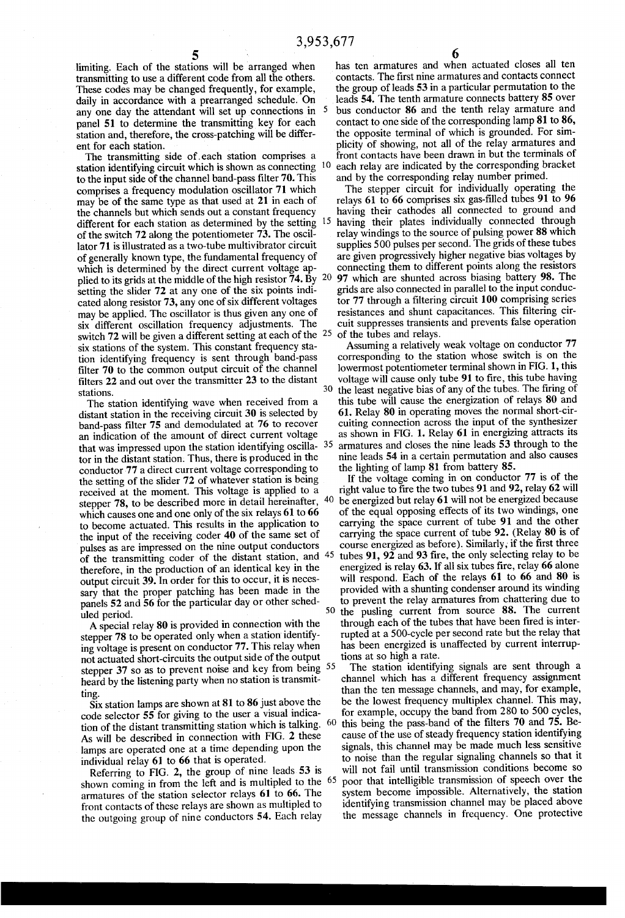limiting. Each of the stations will be arranged when transmitting to use a different code from all the others. These codes may be changed frequently, for example, daily in accordance with a prearranged schedule. On any one day the attendant will set up connections in panel 51 to determine the transmitting key for each station and, therefore, the cross-patching will be different for each station.

The transmitting side of each station comprises a station identifying circuit which is shown as connecting to the input side of the channel band-pass filter 70. This comprises a frequency modulation oscillator 71 which may be of the same type as that used at 21 in each of the channels but which sends out a constant frequency different for each station as determined by the setting of the switch 72 along the potentiometer 73. The oscillator 71 is illustrated as a two-tube multivibrator circuit of generally known type, the fundamental frequency of which is determined by the direct current voltage applied to its grids at the middle of the high resistor 74. By setting the slider 72 at any one of the six points indicated along resistor 73, any one of six different voltages may be applied. The oscillator is thus given any one of six different oscillation frequency adjustments. The switch 72 will be given a different setting at each of the six stations of the system. This constant frequency station identifying frequency is sent through band-pass filter 70 to the common output circuit of the channel filters 22 and out over the transmitter 23 to the distant stations.

The station identifying wave when received from a distant station in the receiving circuit 30 is selected by band-pass filter 75 and demodulated at 76 to recover an indication of the amount of direct current voltage that was impressed upon the station identifying oscillator in the distant station. Thus, there is produced in the conductor 77 a direct current voltage corresponding to the setting of the slider 72 of whatever station is being received at the moment. This voltage is applied to a stepper 78, to be described more in detail hereinafter, which causes one and one only of the six relays 61 to 66 to become actuated. This results in the application to the input of the receiving coder 40 of the same set of pulses as are impressed on the nine output conductors of the transmitting coder of the distant station, and therefore, in the production of an identical key in the output circuit 39. In order for this to occur, it is necessary that the proper patching has been made in the panels 52 and 56 for the particular day or other scheduled period.

A special relay 80 is provided in connection with the stepper 78 to be operated only when a station identifying voltage is present on conductor 77. This relay when not actuated short-circuits the output side of the output stepper 37 so as to prevent noise and key from being heard by the listening party when no station is transmitting.

Six station lamps are shown at 81 to 86 just above the code selector 55 for giving to the user a visual indication of the distant transmitting station which is talking. As will be described in connection with FIG. 2 these lamps are operated one at a time depending upon the individual relay 61 to 66 that is operated.

Referring to FIG. 2, the group of nine leads 53 is shown coming in from the left and is multipled to the armatures of the station selector relays 61 to 66. The front contacts of these relays are shown as multipled to the outgoing group of nine conductors 54. Each relay has ten armatures and when actuated closes all ten contacts. The first nine armatures and contacts connect the group of leads 53 in a particular permutation to the leads 54. The tenth armature connects battery 85 over bus conductor 86 and the tenth relay armature and contact to one side of the corresponding lamp 81 to 86, the opposite terminal of which is grounded. For simplicity of showing, not all of the relay armatures and front contacts have been drawn in but the terminals of each relay are indicated by the corresponding bracket and by the corresponding relay number primed.

The stepper circuit for individually operating the relays 61 to 66 comprises six gas-filled tubes 91 to 96 having their cathodes all connected to ground and having their plates individually connected through relay windings to the source of pulsing power 88 which supplies 500 pulses per second. The grids of these tubes are given progressively higher negative bias voltages by connecting them to different points along the resistors 97 which are shunted across biasing battery 98. The grids are also connected in parallel to the input conductor 77 through a filtering circuit 100 comprising series resistances and shunt capacitances. This filtering circuit suppresses transients and prevents false operation of the tubes and relays.

Assuming a relatively weak voltage on conductor 77 corresponding to the station whose switch is on the lowermost potentiometer terminal shown in FIG. 1, this voltage will cause only tube 91 to fire, this tube having the least negative bias of any of the tubes. The firing of this tube will cause the energization of relays 80 and 61. Relay 80 in operating moves the normal short-circuiting connection across the input of the synthesizer as shown in FIG. 1. Relay 61 in energizing attracts its armatures and closes the nine leads 53 through to the nine leads 54 in a certain permutation and also causes the lighting of lamp 81 from battery 85.

If the voltage coming in on conductor 77 is of the right value to fire the two tubes 91 and 92, relay 62 will be energized but relay 61 will not be energized because of the equal opposing effects of its two windings, one carrying the space current of tube 91 and the other carrying the space current of tube 92. (Relay 80 is of course energized as before). Similarly, if the first three tubes 91, 92 and 93 fire, the only selecting relay to be energized is relay 63. If all six tubes fire, relay 66 alone will respond. Each of the relays 61 to 66 and 80 is provided with a shunting condenser around its winding to prevent the relay armatures from chattering due to the pusling current from source 88. The current through each of the tubes that have been fired is interrupted at a 500-cycle per second rate but the relay that has been energized is unaffected by current interruptions at so high a rate.

The station identifying signals are sent through a channel which has a different frequency assignment than the ten message channels and may, for example, be the lowest frequency multiplex channel. This may, for example, occupy the band from 280 to 500 cycles, this being the pass-band of the filters 70 and 75. Because of the use of steady frequency station identifying signals, this channel may be made much less sensitive to noise than the regular signaling channels so that it will not fail until transmission conditions become so poor that intelligible transmission of speech over the system become impossible. Alternatively, the station identifying transmission channel may be placed above the message channels in frequency. One protective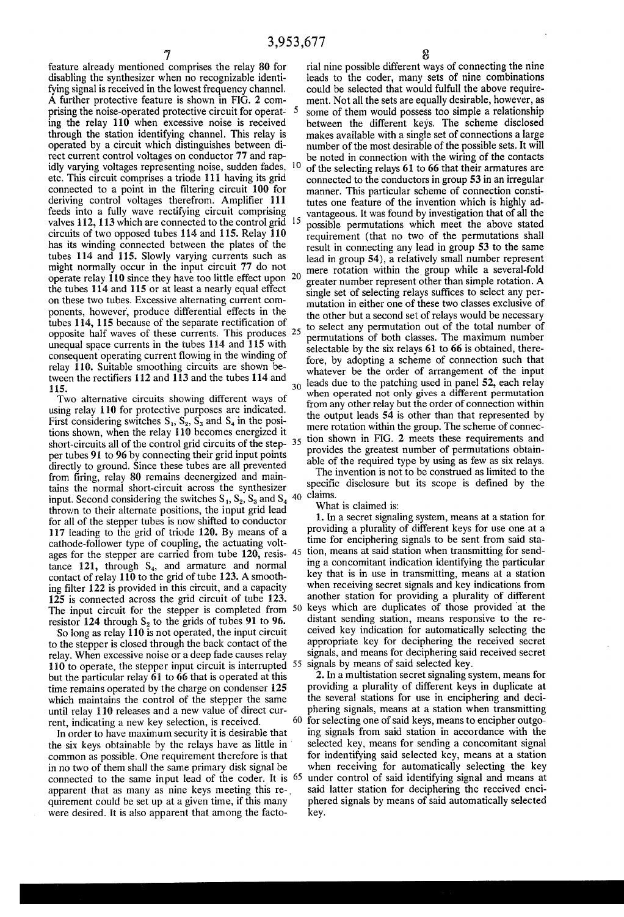feature already mentioned comprises the relay **80** for disabling the synthesizer when no recognizable identifying signal is received in the lowest frequency channel. A further protective feature is shown in FIG. 2 comprising the noise-operated protective circuit for operating the relay **110** when excessive noise is received through the station identifying channel. This relay is operated by a circuit which distinguishes between direct current control voltages on conductor **77** and rapidly varying voltages representing noise, sudden fades, etc. This circuit comprises a triode **111** having its grid connected to a point in the filtering circuit **100** for deriving control voltages therefrom. Amplifier **111** feeds into a fully wave rectifying circuit comprising valves **112, 113** which are connected to the control grid circuits of two opposed tubes **114** and **115.** Relay **110** has its winding connected between the plates of the tubes **114** and **115.** Slowly varying currents such as might normally occur in the input circuit **77** do not operate relay **110** since they have too little effect upon the tubes **114** and **115** or at least a nearly equal effect on these two tubes. Excessive alternating current components, however, produce differential effects in the tubes **114, 115** because of the separate rectification of opposite half waves of these currents. This produces unequal space currents in the tubes **114** and **115** with consequent operating current flowing in the winding of relay **110.** Suitable smoothing circuits are shown between the rectifiers **112** and **113** and the tubes **114** and **115.**

Two alternative circuits showing different ways of using relay **110** for protective purposes are indicated. First considering switches $S_1$, $S_2$, $S_3$ and $S_4$ in the positions shown, when the relay **110** becomes energized it short-circuits all of the control grid circuits of the stepper tubes **91** to **96** by connecting their grid input points directly to ground. Since these tubes are all prevented from firing, relay **80** remains deenergized and maintains the normal short-circuit across the synthesizer input. Second considering the switches $S_1$, $S_2$, $S_3$ and $S_4$ thrown to their alternate positions, the input grid lead for all of the stepper tubes is now shifted to conductor **117** leading to the grid of triode **120.** By means of a cathode-follower type of coupling, the actuating voltages for the stepper are carried from tube **120,** resistance **121,** through $S_4$, and armature and normal contact of relay **110** to the grid of tube **123.** A smoothing filter **122** is provided in this circuit, and a capacity **125** is connected across the grid circuit of tube **123.** The input circuit for the stepper is completed from resistor **124** through $S_2$ to the grids of tubes **91** to **96.**

So long as relay **110** is not operated, the input circuit to the stepper is closed through the back contact of the relay. When excessive noise or a deep fade causes relay **110** to operate, the stepper input circuit is interrupted but the particular relay **61** to **66** that is operated at this time remains operated by the charge on condenser **125** which maintains the control of the stepper the same until relay **110** releases and a new value of direct current, indicating a new key selection, is received.

In order to have maximum security it is desirable that the six keys obtainable by the relays have as little in common as possible. One requirement therefore is that in no two of them shall the same primary disk signal be connected to the same input lead of the coder. It is apparent that as many as nine keys meeting this requirement could be set up at a given time, if this many were desired. It is also apparent that among the factorial nine possible different ways of connecting the nine leads to the coder, many sets of nine combinations could be selected that would fulfill the above requirement. Not all the sets are equally desirable, however, as some of them would possess too simple a relationship between the different keys. The scheme disclosed makes available with a single set of connections a large number of the most desirable of the possible sets. It will be noted in connection with the wiring of the contacts of the selecting relays **61** to **66** that their armatures are connected to the conductors in group **53** in an irregular manner. This particular scheme of connection constitutes one feature of the invention which is highly advantageous. It was found by investigation that of all the possible permutations which meet the above stated requirement (that no two of the permutations shall result in connecting any lead in group **53** to the same lead in group **54**), a relatively small number represent mere rotation within the group while a several-fold greater number represent other than simple rotation. A single set of selecting relays suffices to select any permutation in either one of these two classes exclusive of the other but a second set of relays would be necessary to select any permutation out of the total number of permutations of both classes. The maximum number selectable by the six relays **61** to **66** is obtained, therefore, by adopting a scheme of connection such that whatever be the order of arrangement of the input leads due to the patching used in panel **52,** each relay when operated not only gives a different permutation from any other relay but the order of connection within the output leads **54** is other than that represented by mere rotation within the group. The scheme of connection shown in FIG. 2 meets these requirements and provides the greatest number of permutations obtainable of the required type by using as few as six relays.

The invention is not to be construed as limited to the specific disclosure but its scope is defined by the claims.

What is claimed is:

**1.** In a secret signaling system, means at a station for providing a plurality of different keys for use one at a time for enciphering signals to be sent from said station, means at said station when transmitting for sending a concomitant indication identifying the particular key that is in use in transmitting, means at a station when receiving secret signals and key indications from another station for providing a plurality of different keys which are duplicates of those provided at the distant sending station, means responsive to the received key indication for automatically selecting the appropriate key for deciphering the received secret signals, and means for deciphering said received secret signals by means of said selected key.

**2.** In a multistation secret signaling system, means for providing a plurality of different keys in duplicate at the several stations for use in enciphering and deciphering signals, means at a station when transmitting for selecting one of said keys, means to encipher outgoing signals from said station in accordance with the selected key, means for sending a concomitant signal for indentifying said selected key, means at a station when receiving for automatically selecting the key under control of said identifying signal and means at said latter station for deciphering the received enciphered signals by means of said automatically selected key.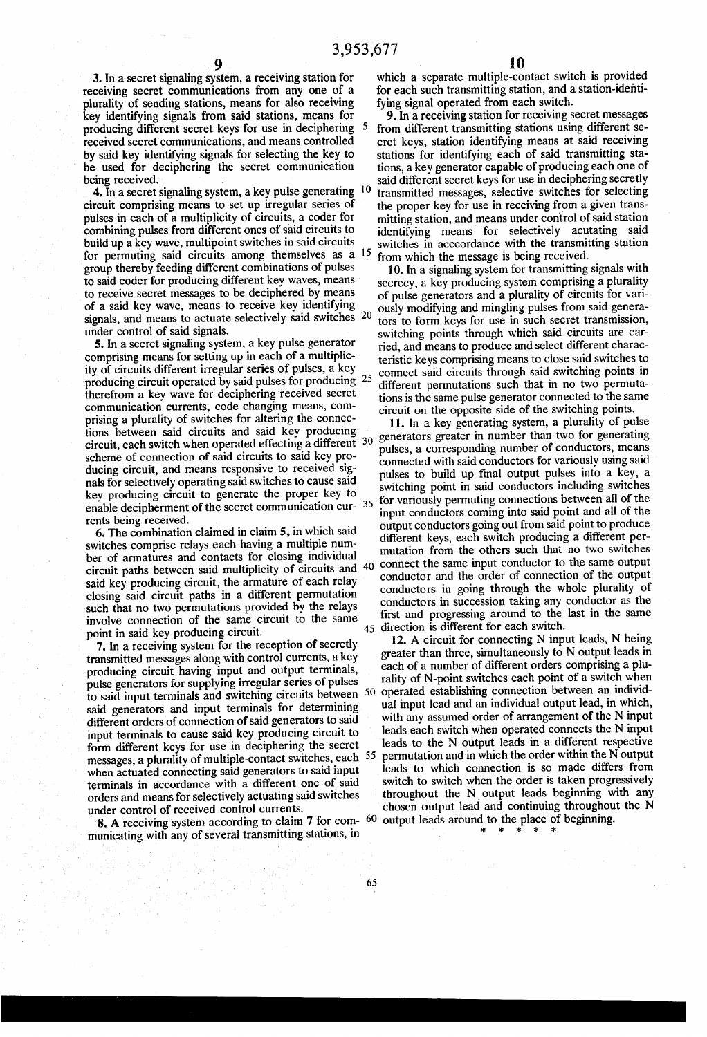3. In a secret signaling system, a receiving station for receiving secret communications from any one of a plurality of sending stations, means for also receiving key identifying signals from said stations, means for producing different secret keys for use in deciphering received secret communications, and means controlled by said key identifying signals for selecting the key to be used for deciphering the secret communication being received.

4. In a secret signaling system, a key pulse generating circuit comprising means to set up irregular series of pulses in each of a multiplicity of circuits, a coder for combining pulses from different ones of said circuits to build up a key wave, multipoint switches in said circuits for permuting said circuits among themselves as a group thereby feeding different combinations of pulses to said coder for producing different key waves, means to receive secret messages to be deciphered by means of a said key wave, means to receive key identifying signals, and means to actuate selectively said switches under control of said signals.

5. In a secret signaling system, a key pulse generator comprising means for setting up in each of a multiplicity of circuits different irregular series of pulses, a key producing circuit operated by said pulses for producing therefrom a key wave for deciphering received secret communication currents, code changing means, comprising a plurality of switches for altering the connections between said circuits and said key producing circuit, each switch when operated effecting a different scheme of connection of said circuits to said key producing circuit, and means responsive to received signals for selectively operating said switches to cause said key producing circuit to generate the proper key to enable decipherment of the secret communication currents being received.

6. The combination claimed in claim 5, in which said switches comprise relays each having a multiple number of armatures and contacts for closing individual circuit paths between said multiplicity of circuits and said key producing circuit, the armature of each relay closing said circuit paths in a different permutation such that no two permutations provided by the relays involve connection of the same circuit to the same point in said key producing circuit.

7. In a receiving system for the reception of secretly transmitted messages along with control currents, a key producing circuit having input and output terminals, pulse generators for supplying irregular series of pulses to said input terminals and switching circuits between said generators and input terminals for determining different orders of connection of said generators to said input terminals to cause said key producing circuit to form different keys for use in deciphering the secret messages, a plurality of multiple-contact switches, each when actuated connecting said generators to said input terminals in accordance with a different one of said orders and means for selectively actuating said switches under control of received control currents.

8. A receiving system according to claim 7 for communicating with any of several transmitting stations, in which a separate multiple-contact switch is provided for each such transmitting station, and a station-identifying signal operated from each switch.

9. In a receiving station for receiving secret messages from different transmitting stations using different secret keys, station identifying means at said receiving stations for identifying each of said transmitting stations, a key generator capable of producing each one of said different secret keys for use in deciphering secretly transmitted messages, selective switches for selecting the proper key for use in receiving from a given transmitting station, and means under control of said station identifying means for selectively acutating said switches in acccordance with the transmitting station from which the message is being received.

10. In a signaling system for transmitting signals with secrecy, a key producing system comprising a plurality of pulse generators and a plurality of circuits for variously modifying and mingling pulses from said generators to form keys for use in such secret transmission, switching points through which said circuits are carried, and means to produce and select different characteristic keys comprising means to close said switches to connect said circuits through said switching points in different permutations such that in no two permutations is the same pulse generator connected to the same circuit on the opposite side of the switching points.

11. In a key generating system, a plurality of pulse generators greater in number than two for generating pulses, a corresponding number of conductors, means connected with said conductors for variously using said pulses to build up final output pulses into a key, a switching point in said conductors including switches for variously permuting connections between all of the input conductors coming into said point and all of the output conductors going out from said point to produce different keys, each switch producing a different permutation from the others such that no two switches connect the same input conductor to the same output conductor and the order of connection of the output conductors in going through the whole plurality of conductors in succession taking any conductor as the first and progressing around to the last in the same direction is different for each switch.

12. A circuit for connecting N input leads, N being greater than three, simultaneously to N output leads in each of a number of different orders comprising a plurality of N-point switches each point of a switch when operated establishing connection between an individual input lead and an individual output lead, in which, with any assumed order of arrangement of the N input leads each switch when operated connects the N input leads to the N output leads in a different respective permutation and in which the order within the N output leads to which connection is so made differs from switch to switch when the order is taken progressively throughout the N output leads beginning with any chosen output lead and continuing throughout the N output leads around to the place of beginning.

\* \* \* \* \*